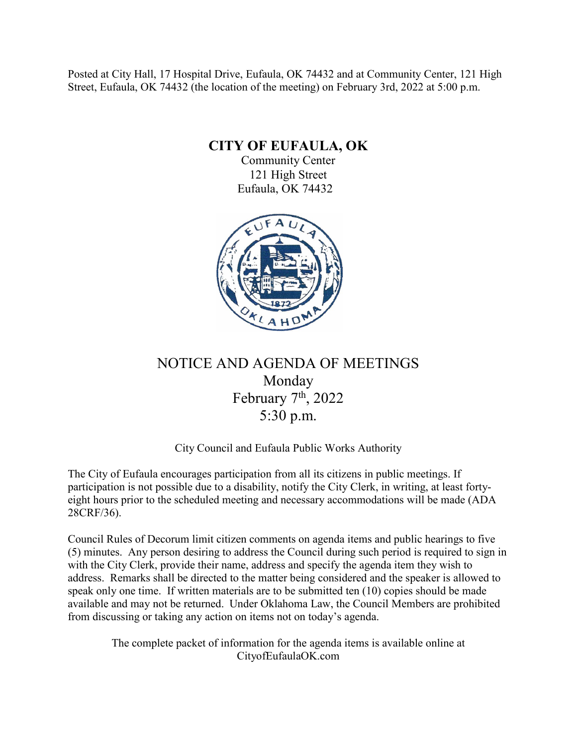Posted at City Hall, 17 Hospital Drive, Eufaula, OK 74432 and at Community Center, 121 High Street, Eufaula, OK 74432 (the location of the meeting) on February 3rd, 2022 at 5:00 p.m.

# CITY OF EUFAULA, OK

Community Center
121 High Street
Eufaula, OK 74432

## NOTICE AND AGENDA OF MEETINGS

Monday
February 7th, 2022
5:30 p.m.

City Council and Eufaula Public Works Authority

The City of Eufaula encourages participation from all its citizens in public meetings. If participation is not possible due to a disability, notify the City Clerk, in writing, at least forty-eight hours prior to the scheduled meeting and necessary accommodations will be made (ADA 28CRF/36).

Council Rules of Decorum limit citizen comments on agenda items and public hearings to five (5) minutes. Any person desiring to address the Council during such period is required to sign in with the City Clerk, provide their name, address and specify the agenda item they wish to address. Remarks shall be directed to the matter being considered and the speaker is allowed to speak only one time. If written materials are to be submitted ten (10) copies should be made available and may not be returned. Under Oklahoma Law, the Council Members are prohibited from discussing or taking any action on items not on today's agenda.

The complete packet of information for the agenda items is available online at CityofEufaulaOK.com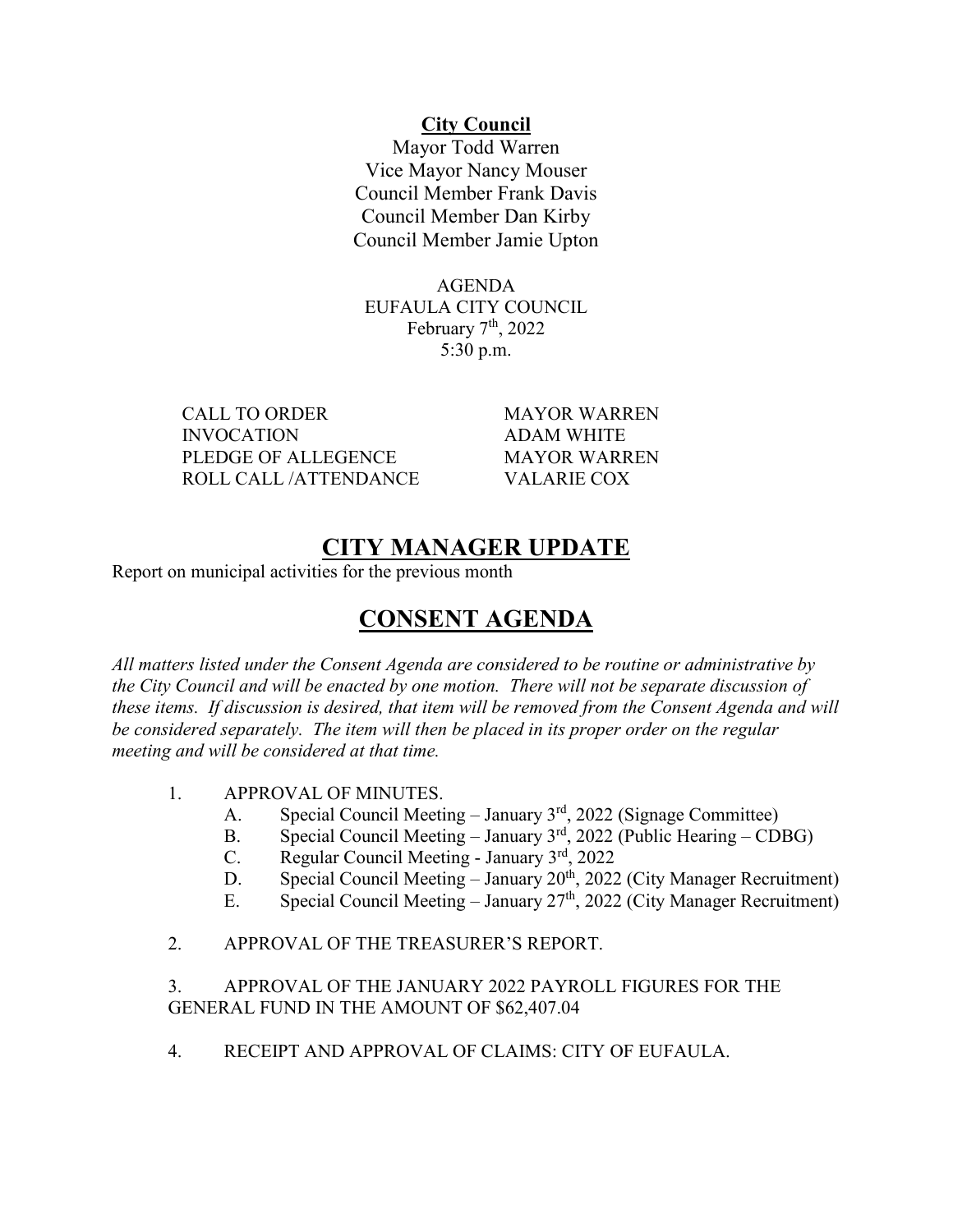**City Council**

Mayor Todd Warren
Vice Mayor Nancy Mouser
Council Member Frank Davis
Council Member Dan Kirby
Council Member Jamie Upton

AGENDA
EUFAULA CITY COUNCIL
February 7th, 2022
5:30 p.m.

| | |
|---|---|
| CALL TO ORDER | MAYOR WARREN |
| INVOCATION | ADAM WHITE |
| PLEDGE OF ALLEGENCE | MAYOR WARREN |
| ROLL CALL /ATTENDANCE | VALARIE COX |

# CITY MANAGER UPDATE

Report on municipal activities for the previous month

# CONSENT AGENDA

*All matters listed under the Consent Agenda are considered to be routine or administrative by the City Council and will be enacted by one motion. There will not be separate discussion of these items. If discussion is desired, that item will be removed from the Consent Agenda and will be considered separately. The item will then be placed in its proper order on the regular meeting and will be considered at that time.*

1. APPROVAL OF MINUTES.
   - A. Special Council Meeting – January 3rd, 2022 (Signage Committee)
   - B. Special Council Meeting – January 3rd, 2022 (Public Hearing – CDBG)
   - C. Regular Council Meeting - January 3rd, 2022
   - D. Special Council Meeting – January 20th, 2022 (City Manager Recruitment)
   - E. Special Council Meeting – January 27th, 2022 (City Manager Recruitment)

2. APPROVAL OF THE TREASURER'S REPORT.

3. APPROVAL OF THE JANUARY 2022 PAYROLL FIGURES FOR THE GENERAL FUND IN THE AMOUNT OF $62,407.04

4. RECEIPT AND APPROVAL OF CLAIMS: CITY OF EUFAULA.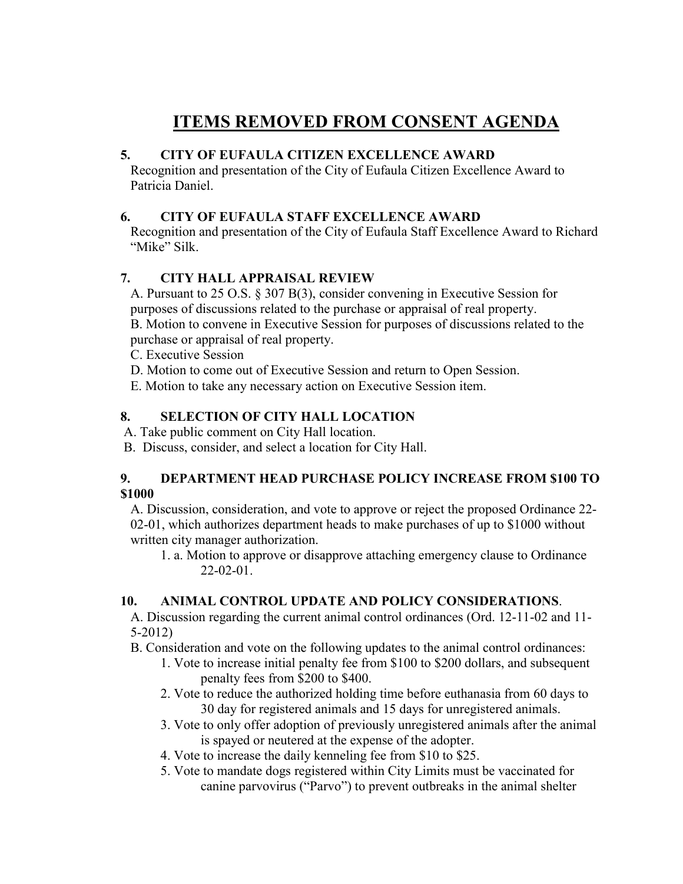# ITEMS REMOVED FROM CONSENT AGENDA

**5. CITY OF EUFAULA CITIZEN EXCELLENCE AWARD**

Recognition and presentation of the City of Eufaula Citizen Excellence Award to Patricia Daniel.

**6. CITY OF EUFAULA STAFF EXCELLENCE AWARD**

Recognition and presentation of the City of Eufaula Staff Excellence Award to Richard "Mike" Silk.

**7. CITY HALL APPRAISAL REVIEW**

A. Pursuant to 25 O.S. § 307 B(3), consider convening in Executive Session for purposes of discussions related to the purchase or appraisal of real property.

B. Motion to convene in Executive Session for purposes of discussions related to the purchase or appraisal of real property.

C. Executive Session

D. Motion to come out of Executive Session and return to Open Session.

E. Motion to take any necessary action on Executive Session item.

**8. SELECTION OF CITY HALL LOCATION**

A. Take public comment on City Hall location.

B. Discuss, consider, and select a location for City Hall.

**9. DEPARTMENT HEAD PURCHASE POLICY INCREASE FROM $100 TO $1000**

A. Discussion, consideration, and vote to approve or reject the proposed Ordinance 22-02-01, which authorizes department heads to make purchases of up to $1000 without written city manager authorization.

1. a. Motion to approve or disapprove attaching emergency clause to Ordinance 22-02-01.

**10. ANIMAL CONTROL UPDATE AND POLICY CONSIDERATIONS**.

A. Discussion regarding the current animal control ordinances (Ord. 12-11-02 and 11-5-2012)

B. Consideration and vote on the following updates to the animal control ordinances:

1. Vote to increase initial penalty fee from $100 to $200 dollars, and subsequent penalty fees from $200 to $400.
2. Vote to reduce the authorized holding time before euthanasia from 60 days to 30 day for registered animals and 15 days for unregistered animals.
3. Vote to only offer adoption of previously unregistered animals after the animal is spayed or neutered at the expense of the adopter.
4. Vote to increase the daily kenneling fee from $10 to $25.
5. Vote to mandate dogs registered within City Limits must be vaccinated for canine parvovirus ("Parvo") to prevent outbreaks in the animal shelter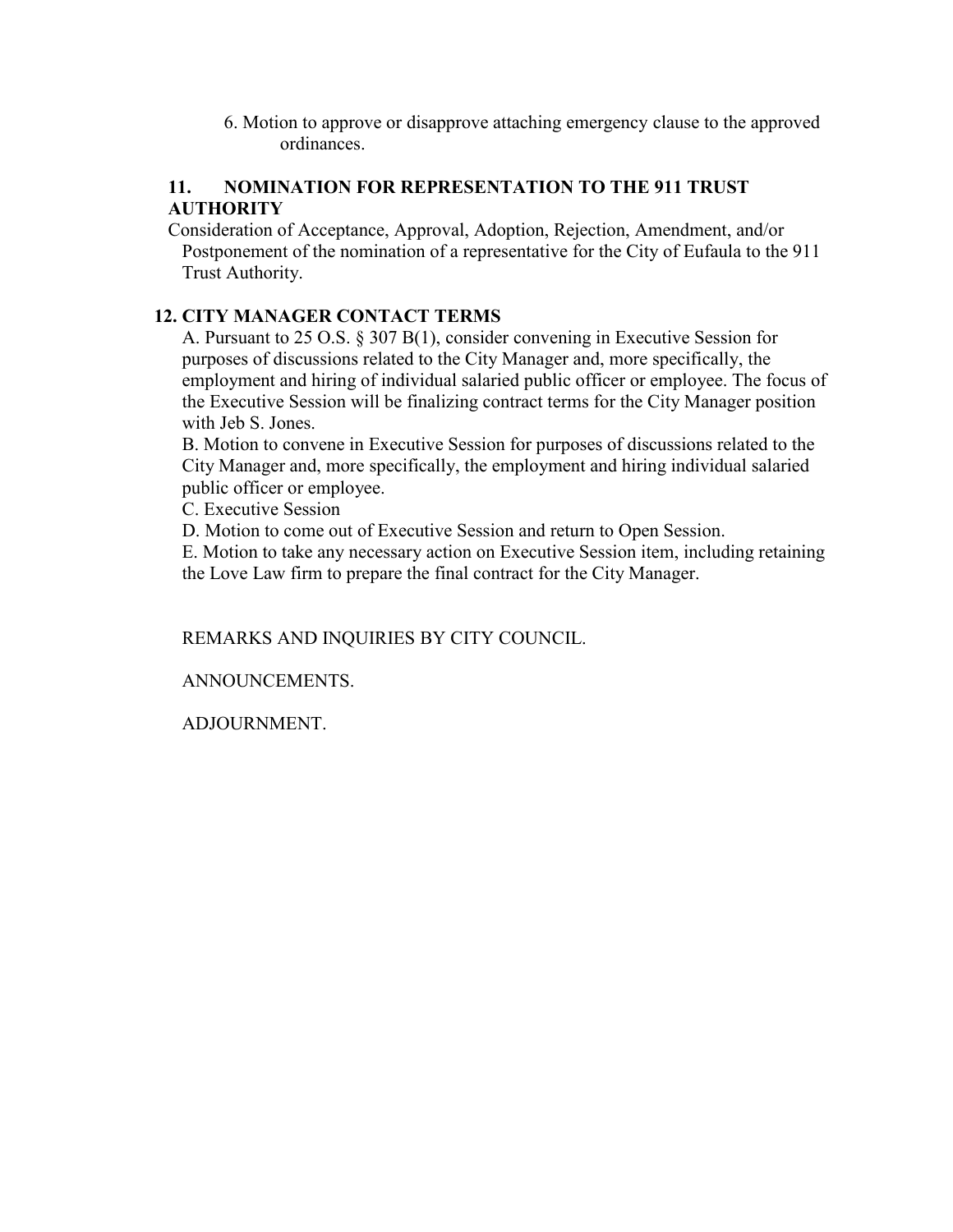6. Motion to approve or disapprove attaching emergency clause to the approved ordinances.

**11. NOMINATION FOR REPRESENTATION TO THE 911 TRUST AUTHORITY**

Consideration of Acceptance, Approval, Adoption, Rejection, Amendment, and/or Postponement of the nomination of a representative for the City of Eufaula to the 911 Trust Authority.

**12. CITY MANAGER CONTACT TERMS**

A. Pursuant to 25 O.S. § 307 B(1), consider convening in Executive Session for purposes of discussions related to the City Manager and, more specifically, the employment and hiring of individual salaried public officer or employee. The focus of the Executive Session will be finalizing contract terms for the City Manager position with Jeb S. Jones.

B. Motion to convene in Executive Session for purposes of discussions related to the City Manager and, more specifically, the employment and hiring individual salaried public officer or employee.

C. Executive Session

D. Motion to come out of Executive Session and return to Open Session.

E. Motion to take any necessary action on Executive Session item, including retaining the Love Law firm to prepare the final contract for the City Manager.

REMARKS AND INQUIRIES BY CITY COUNCIL.

ANNOUNCEMENTS.

ADJOURNMENT.